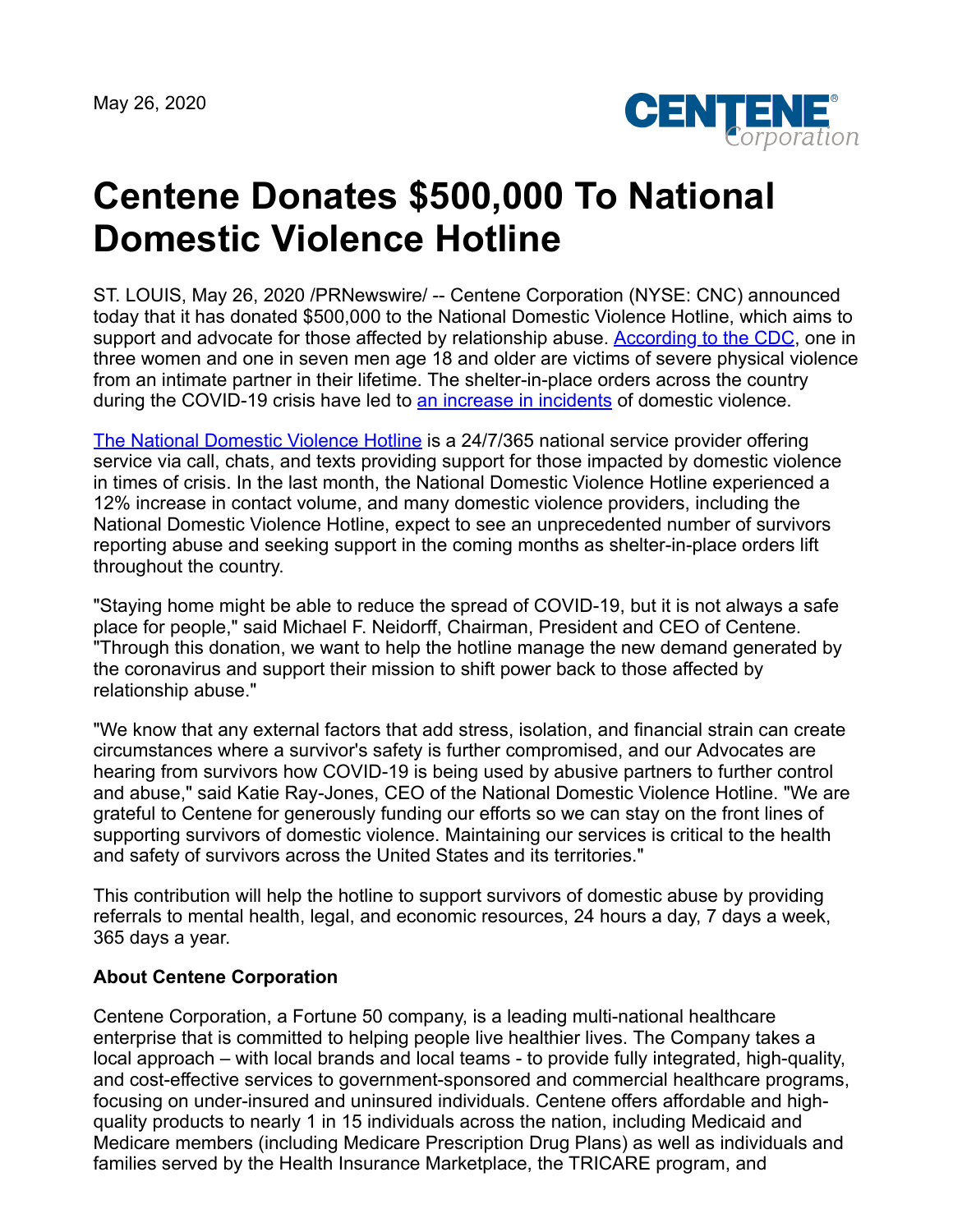May 26, 2020

# Centene Donates $500,000 To National Domestic Violence Hotline

ST. LOUIS, May 26, 2020 /PRNewswire/ -- Centene Corporation (NYSE: CNC) announced today that it has donated $500,000 to the National Domestic Violence Hotline, which aims to support and advocate for those affected by relationship abuse. According to the CDC, one in three women and one in seven men age 18 and older are victims of severe physical violence from an intimate partner in their lifetime. The shelter-in-place orders across the country during the COVID-19 crisis have led to an increase in incidents of domestic violence.

The National Domestic Violence Hotline is a 24/7/365 national service provider offering service via call, chats, and texts providing support for those impacted by domestic violence in times of crisis. In the last month, the National Domestic Violence Hotline experienced a 12% increase in contact volume, and many domestic violence providers, including the National Domestic Violence Hotline, expect to see an unprecedented number of survivors reporting abuse and seeking support in the coming months as shelter-in-place orders lift throughout the country.

"Staying home might be able to reduce the spread of COVID-19, but it is not always a safe place for people," said Michael F. Neidorff, Chairman, President and CEO of Centene. "Through this donation, we want to help the hotline manage the new demand generated by the coronavirus and support their mission to shift power back to those affected by relationship abuse."

"We know that any external factors that add stress, isolation, and financial strain can create circumstances where a survivor's safety is further compromised, and our Advocates are hearing from survivors how COVID-19 is being used by abusive partners to further control and abuse," said Katie Ray-Jones, CEO of the National Domestic Violence Hotline. "We are grateful to Centene for generously funding our efforts so we can stay on the front lines of supporting survivors of domestic violence. Maintaining our services is critical to the health and safety of survivors across the United States and its territories."

This contribution will help the hotline to support survivors of domestic abuse by providing referrals to mental health, legal, and economic resources, 24 hours a day, 7 days a week, 365 days a year.

**About Centene Corporation**

Centene Corporation, a Fortune 50 company, is a leading multi-national healthcare enterprise that is committed to helping people live healthier lives. The Company takes a local approach – with local brands and local teams - to provide fully integrated, high-quality, and cost-effective services to government-sponsored and commercial healthcare programs, focusing on under-insured and uninsured individuals. Centene offers affordable and high-quality products to nearly 1 in 15 individuals across the nation, including Medicaid and Medicare members (including Medicare Prescription Drug Plans) as well as individuals and families served by the Health Insurance Marketplace, the TRICARE program, and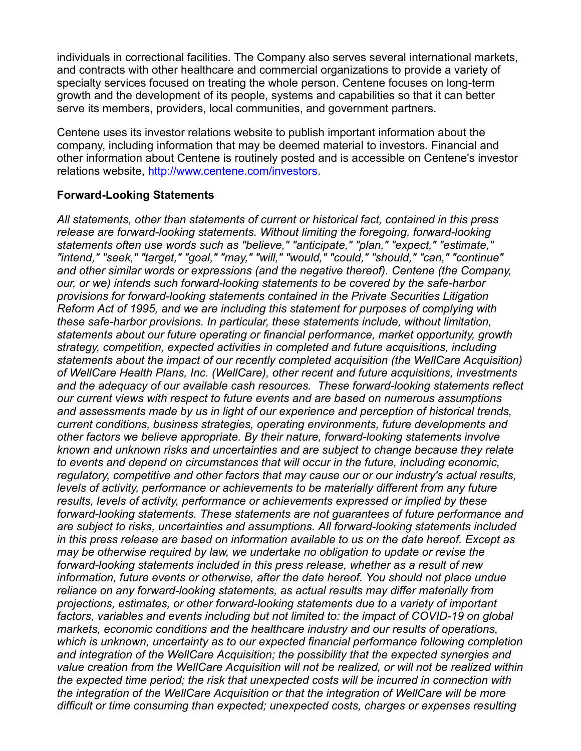individuals in correctional facilities. The Company also serves several international markets, and contracts with other healthcare and commercial organizations to provide a variety of specialty services focused on treating the whole person. Centene focuses on long-term growth and the development of its people, systems and capabilities so that it can better serve its members, providers, local communities, and government partners.

Centene uses its investor relations website to publish important information about the company, including information that may be deemed material to investors. Financial and other information about Centene is routinely posted and is accessible on Centene's investor relations website, [http://www.centene.com/investors](http://www.centene.com/investors).

**Forward-Looking Statements**

*All statements, other than statements of current or historical fact, contained in this press release are forward-looking statements. Without limiting the foregoing, forward-looking statements often use words such as "believe," "anticipate," "plan," "expect," "estimate," "intend," "seek," "target," "goal," "may," "will," "would," "could," "should," "can," "continue" and other similar words or expressions (and the negative thereof). Centene (the Company, our, or we) intends such forward-looking statements to be covered by the safe-harbor provisions for forward-looking statements contained in the Private Securities Litigation Reform Act of 1995, and we are including this statement for purposes of complying with these safe-harbor provisions. In particular, these statements include, without limitation, statements about our future operating or financial performance, market opportunity, growth strategy, competition, expected activities in completed and future acquisitions, including statements about the impact of our recently completed acquisition (the WellCare Acquisition) of WellCare Health Plans, Inc. (WellCare), other recent and future acquisitions, investments and the adequacy of our available cash resources. These forward-looking statements reflect our current views with respect to future events and are based on numerous assumptions and assessments made by us in light of our experience and perception of historical trends, current conditions, business strategies, operating environments, future developments and other factors we believe appropriate. By their nature, forward-looking statements involve known and unknown risks and uncertainties and are subject to change because they relate to events and depend on circumstances that will occur in the future, including economic, regulatory, competitive and other factors that may cause our or our industry's actual results, levels of activity, performance or achievements to be materially different from any future results, levels of activity, performance or achievements expressed or implied by these forward-looking statements. These statements are not guarantees of future performance and are subject to risks, uncertainties and assumptions. All forward-looking statements included in this press release are based on information available to us on the date hereof. Except as may be otherwise required by law, we undertake no obligation to update or revise the forward-looking statements included in this press release, whether as a result of new information, future events or otherwise, after the date hereof. You should not place undue reliance on any forward-looking statements, as actual results may differ materially from projections, estimates, or other forward-looking statements due to a variety of important factors, variables and events including but not limited to: the impact of COVID-19 on global markets, economic conditions and the healthcare industry and our results of operations, which is unknown, uncertainty as to our expected financial performance following completion and integration of the WellCare Acquisition; the possibility that the expected synergies and value creation from the WellCare Acquisition will not be realized, or will not be realized within the expected time period; the risk that unexpected costs will be incurred in connection with the integration of the WellCare Acquisition or that the integration of WellCare will be more difficult or time consuming than expected; unexpected costs, charges or expenses resulting*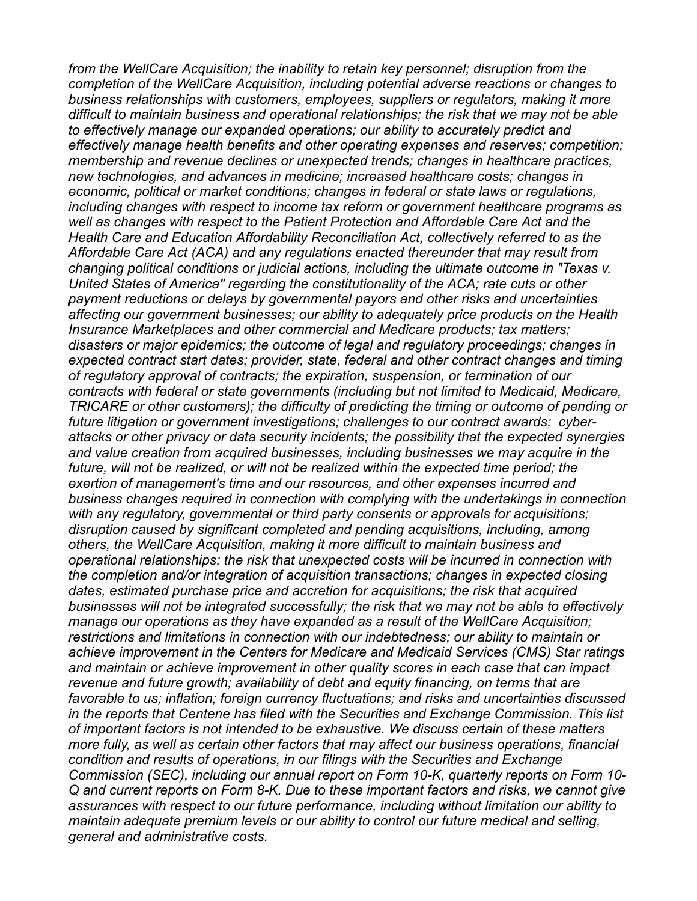*from the WellCare Acquisition; the inability to retain key personnel; disruption from the completion of the WellCare Acquisition, including potential adverse reactions or changes to business relationships with customers, employees, suppliers or regulators, making it more difficult to maintain business and operational relationships; the risk that we may not be able to effectively manage our expanded operations; our ability to accurately predict and effectively manage health benefits and other operating expenses and reserves; competition; membership and revenue declines or unexpected trends; changes in healthcare practices, new technologies, and advances in medicine; increased healthcare costs; changes in economic, political or market conditions; changes in federal or state laws or regulations, including changes with respect to income tax reform or government healthcare programs as well as changes with respect to the Patient Protection and Affordable Care Act and the Health Care and Education Affordability Reconciliation Act, collectively referred to as the Affordable Care Act (ACA) and any regulations enacted thereunder that may result from changing political conditions or judicial actions, including the ultimate outcome in "Texas v. United States of America" regarding the constitutionality of the ACA; rate cuts or other payment reductions or delays by governmental payors and other risks and uncertainties affecting our government businesses; our ability to adequately price products on the Health Insurance Marketplaces and other commercial and Medicare products; tax matters; disasters or major epidemics; the outcome of legal and regulatory proceedings; changes in expected contract start dates; provider, state, federal and other contract changes and timing of regulatory approval of contracts; the expiration, suspension, or termination of our contracts with federal or state governments (including but not limited to Medicaid, Medicare, TRICARE or other customers); the difficulty of predicting the timing or outcome of pending or future litigation or government investigations; challenges to our contract awards; cyber-attacks or other privacy or data security incidents; the possibility that the expected synergies and value creation from acquired businesses, including businesses we may acquire in the future, will not be realized, or will not be realized within the expected time period; the exertion of management's time and our resources, and other expenses incurred and business changes required in connection with complying with the undertakings in connection with any regulatory, governmental or third party consents or approvals for acquisitions; disruption caused by significant completed and pending acquisitions, including, among others, the WellCare Acquisition, making it more difficult to maintain business and operational relationships; the risk that unexpected costs will be incurred in connection with the completion and/or integration of acquisition transactions; changes in expected closing dates, estimated purchase price and accretion for acquisitions; the risk that acquired businesses will not be integrated successfully; the risk that we may not be able to effectively manage our operations as they have expanded as a result of the WellCare Acquisition; restrictions and limitations in connection with our indebtedness; our ability to maintain or achieve improvement in the Centers for Medicare and Medicaid Services (CMS) Star ratings and maintain or achieve improvement in other quality scores in each case that can impact revenue and future growth; availability of debt and equity financing, on terms that are favorable to us; inflation; foreign currency fluctuations; and risks and uncertainties discussed in the reports that Centene has filed with the Securities and Exchange Commission. This list of important factors is not intended to be exhaustive. We discuss certain of these matters more fully, as well as certain other factors that may affect our business operations, financial condition and results of operations, in our filings with the Securities and Exchange Commission (SEC), including our annual report on Form 10-K, quarterly reports on Form 10-Q and current reports on Form 8-K. Due to these important factors and risks, we cannot give assurances with respect to our future performance, including without limitation our ability to maintain adequate premium levels or our ability to control our future medical and selling, general and administrative costs.*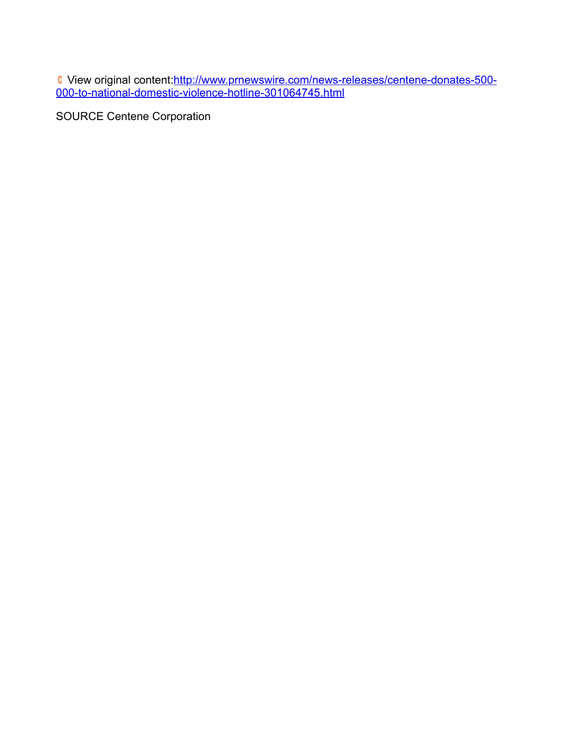View original content:[http://www.prnewswire.com/news-releases/centene-donates-500-000-to-national-domestic-violence-hotline-301064745.html](http://www.prnewswire.com/news-releases/centene-donates-500-000-to-national-domestic-violence-hotline-301064745.html)

SOURCE Centene Corporation